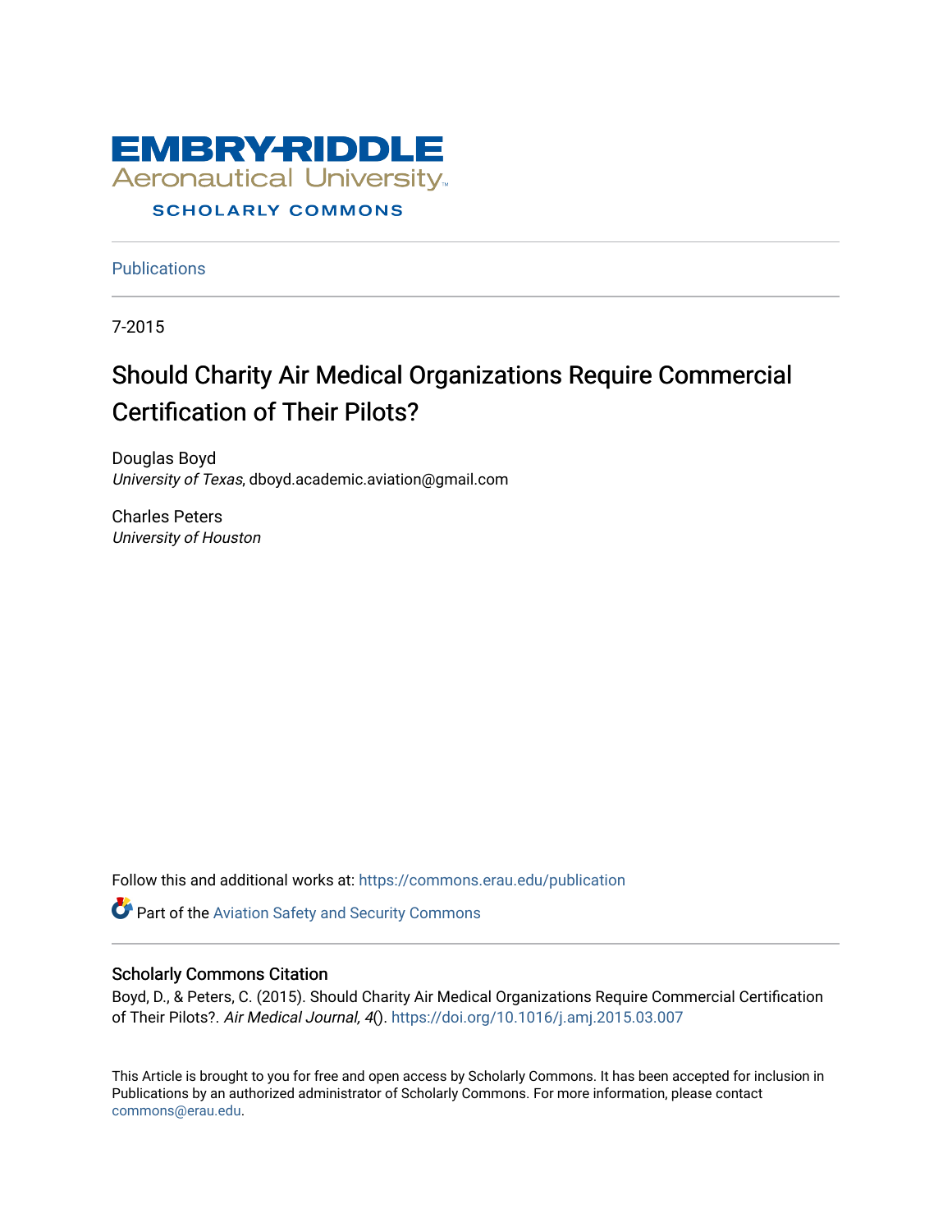EMBRY-RIDDLE
Aeronautical University
SCHOLARLY COMMONS

Publications

7-2015

# Should Charity Air Medical Organizations Require Commercial Certification of Their Pilots?

Douglas Boyd
*University of Texas*, dboyd.academic.aviation@gmail.com

Charles Peters
*University of Houston*

Follow this and additional works at: https://commons.erau.edu/publication

Part of the Aviation Safety and Security Commons

## Scholarly Commons Citation

Boyd, D., & Peters, C. (2015). Should Charity Air Medical Organizations Require Commercial Certification of Their Pilots?. *Air Medical Journal, 4*(). https://doi.org/10.1016/j.amj.2015.03.007

This Article is brought to you for free and open access by Scholarly Commons. It has been accepted for inclusion in Publications by an authorized administrator of Scholarly Commons. For more information, please contact commons@erau.edu.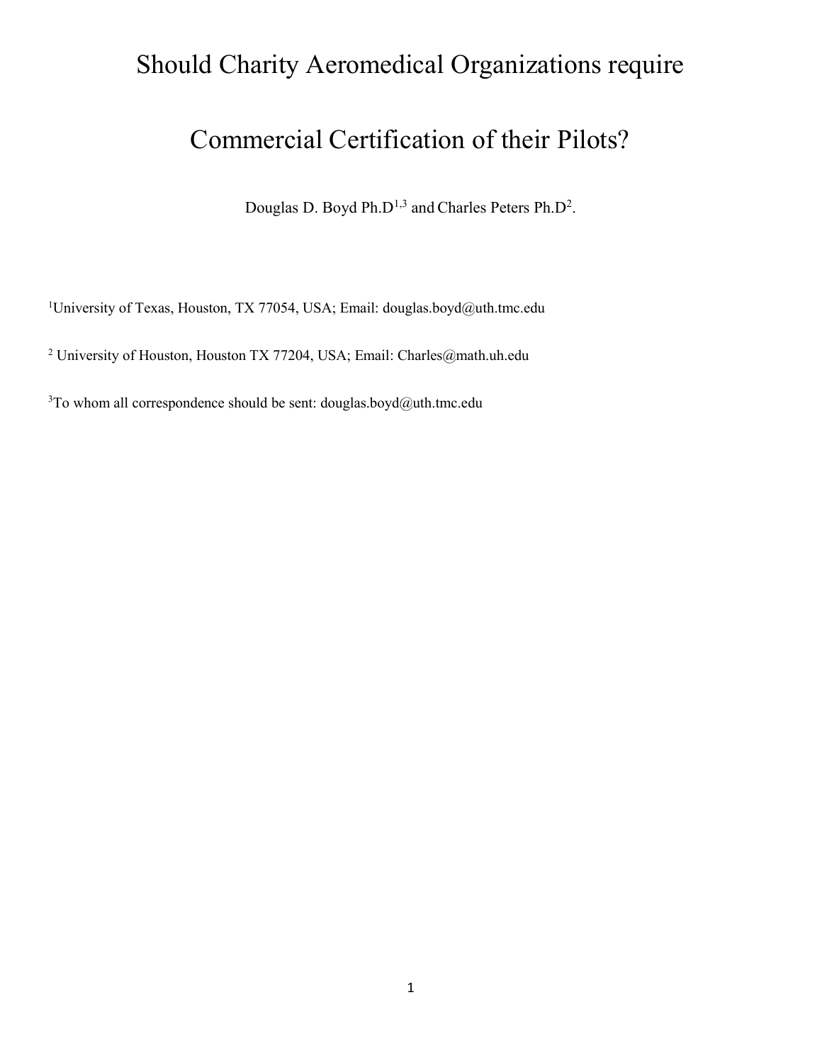# Should Charity Aeromedical Organizations require Commercial Certification of their Pilots?

Douglas D. Boyd Ph.D[1,3] and Charles Peters Ph.D[2].

[1]University of Texas, Houston, TX 77054, USA; Email: douglas.boyd@uth.tmc.edu

[2] University of Houston, Houston TX 77204, USA; Email: Charles@math.uh.edu

[3]To whom all correspondence should be sent: douglas.boyd@uth.tmc.edu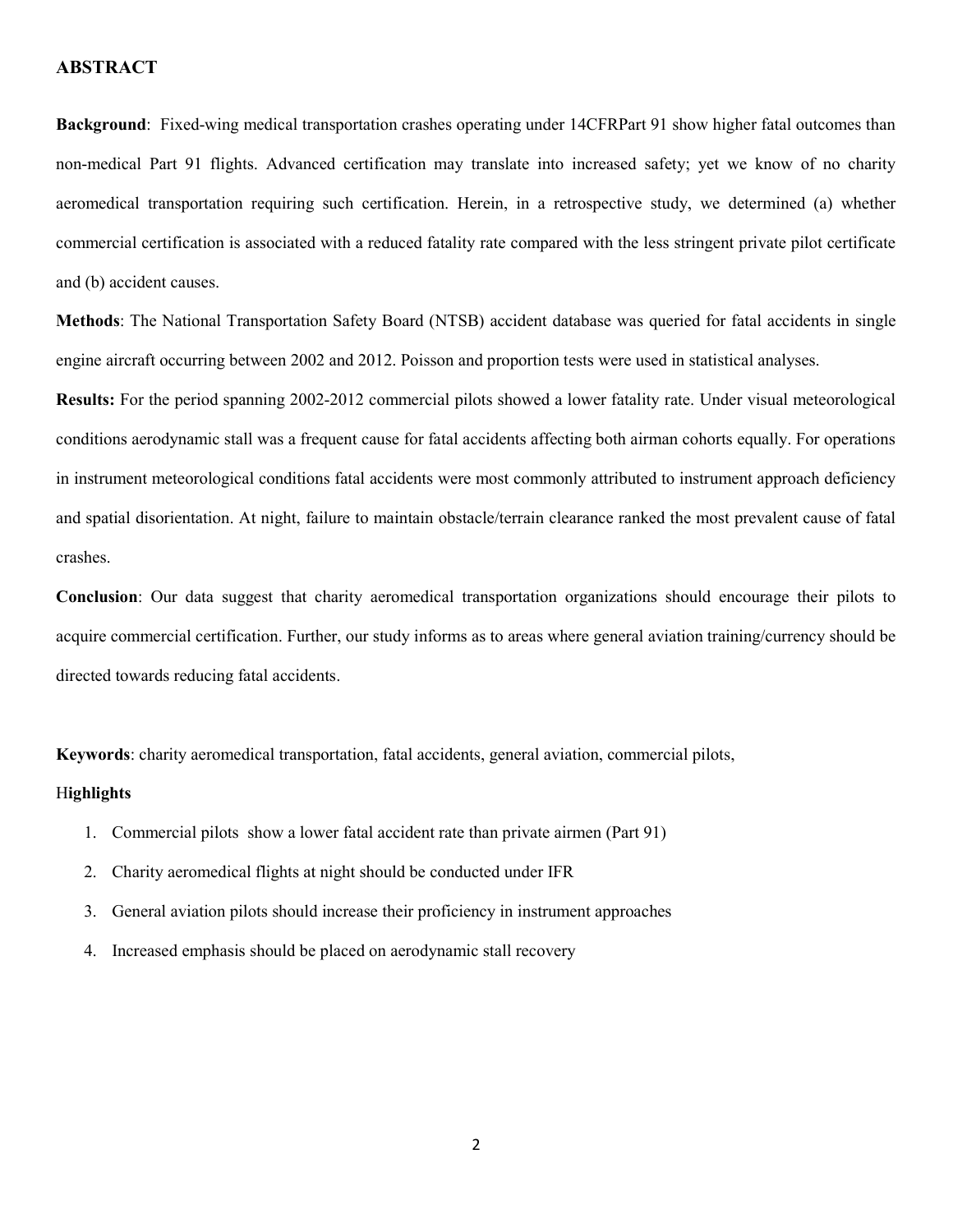## ABSTRACT

**Background**: Fixed-wing medical transportation crashes operating under 14CFRPart 91 show higher fatal outcomes than non-medical Part 91 flights. Advanced certification may translate into increased safety; yet we know of no charity aeromedical transportation requiring such certification. Herein, in a retrospective study, we determined (a) whether commercial certification is associated with a reduced fatality rate compared with the less stringent private pilot certificate and (b) accident causes.

**Methods**: The National Transportation Safety Board (NTSB) accident database was queried for fatal accidents in single engine aircraft occurring between 2002 and 2012. Poisson and proportion tests were used in statistical analyses.

**Results:** For the period spanning 2002-2012 commercial pilots showed a lower fatality rate. Under visual meteorological conditions aerodynamic stall was a frequent cause for fatal accidents affecting both airman cohorts equally. For operations in instrument meteorological conditions fatal accidents were most commonly attributed to instrument approach deficiency and spatial disorientation. At night, failure to maintain obstacle/terrain clearance ranked the most prevalent cause of fatal crashes.

**Conclusion**: Our data suggest that charity aeromedical transportation organizations should encourage their pilots to acquire commercial certification. Further, our study informs as to areas where general aviation training/currency should be directed towards reducing fatal accidents.

**Keywords**: charity aeromedical transportation, fatal accidents, general aviation, commercial pilots,

H**ighlights**

1. Commercial pilots show a lower fatal accident rate than private airmen (Part 91)
2. Charity aeromedical flights at night should be conducted under IFR
3. General aviation pilots should increase their proficiency in instrument approaches
4. Increased emphasis should be placed on aerodynamic stall recovery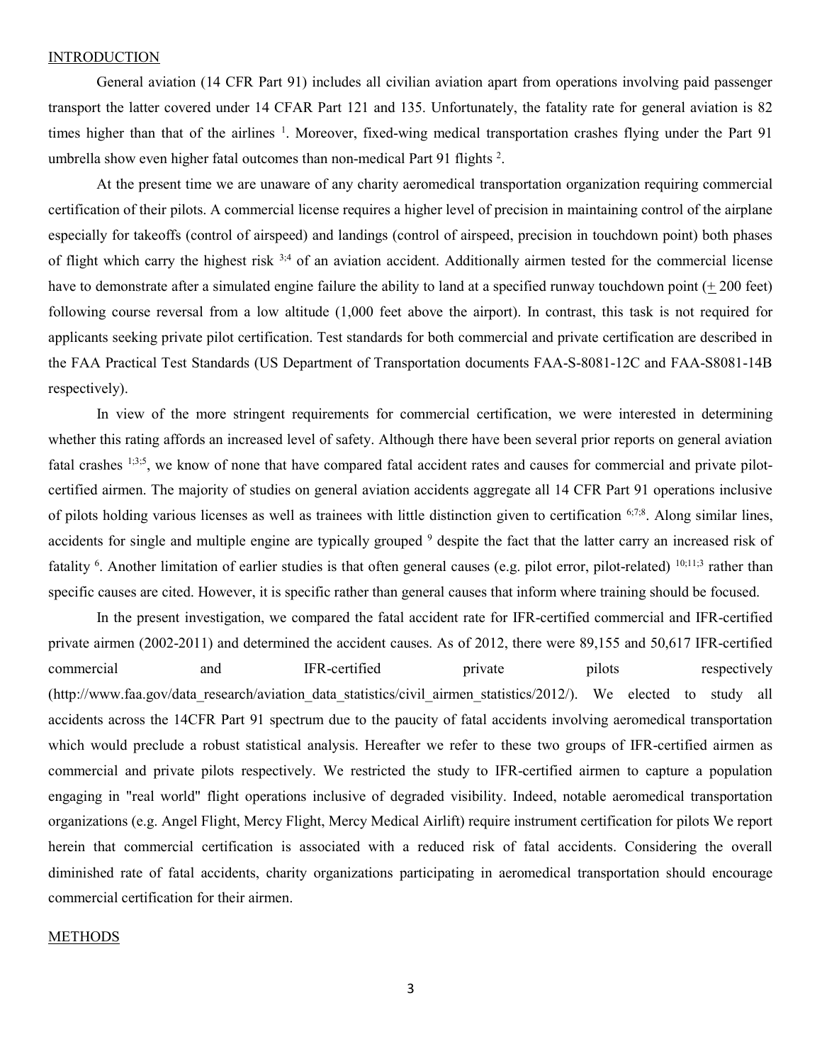## INTRODUCTION

General aviation (14 CFR Part 91) includes all civilian aviation apart from operations involving paid passenger transport the latter covered under 14 CFAR Part 121 and 135. Unfortunately, the fatality rate for general aviation is 82 times higher than that of the airlines [1]. Moreover, fixed-wing medical transportation crashes flying under the Part 91 umbrella show even higher fatal outcomes than non-medical Part 91 flights [2].

At the present time we are unaware of any charity aeromedical transportation organization requiring commercial certification of their pilots. A commercial license requires a higher level of precision in maintaining control of the airplane especially for takeoffs (control of airspeed) and landings (control of airspeed, precision in touchdown point) both phases of flight which carry the highest risk [3;4] of an aviation accident. Additionally airmen tested for the commercial license have to demonstrate after a simulated engine failure the ability to land at a specified runway touchdown point (± 200 feet) following course reversal from a low altitude (1,000 feet above the airport). In contrast, this task is not required for applicants seeking private pilot certification. Test standards for both commercial and private certification are described in the FAA Practical Test Standards (US Department of Transportation documents FAA-S-8081-12C and FAA-S8081-14B respectively).

In view of the more stringent requirements for commercial certification, we were interested in determining whether this rating affords an increased level of safety. Although there have been several prior reports on general aviation fatal crashes [1;3;5], we know of none that have compared fatal accident rates and causes for commercial and private pilot-certified airmen. The majority of studies on general aviation accidents aggregate all 14 CFR Part 91 operations inclusive of pilots holding various licenses as well as trainees with little distinction given to certification [6;7;8]. Along similar lines, accidents for single and multiple engine are typically grouped [9] despite the fact that the latter carry an increased risk of fatality [6]. Another limitation of earlier studies is that often general causes (e.g. pilot error, pilot-related) [10;11;3] rather than specific causes are cited. However, it is specific rather than general causes that inform where training should be focused.

In the present investigation, we compared the fatal accident rate for IFR-certified commercial and IFR-certified private airmen (2002-2011) and determined the accident causes. As of 2012, there were 89,155 and 50,617 IFR-certified commercial and IFR-certified private pilots respectively (http://www.faa.gov/data_research/aviation_data_statistics/civil_airmen_statistics/2012/). We elected to study all accidents across the 14CFR Part 91 spectrum due to the paucity of fatal accidents involving aeromedical transportation which would preclude a robust statistical analysis. Hereafter we refer to these two groups of IFR-certified airmen as commercial and private pilots respectively. We restricted the study to IFR-certified airmen to capture a population engaging in "real world" flight operations inclusive of degraded visibility. Indeed, notable aeromedical transportation organizations (e.g. Angel Flight, Mercy Flight, Mercy Medical Airlift) require instrument certification for pilots We report herein that commercial certification is associated with a reduced risk of fatal accidents. Considering the overall diminished rate of fatal accidents, charity organizations participating in aeromedical transportation should encourage commercial certification for their airmen.

## METHODS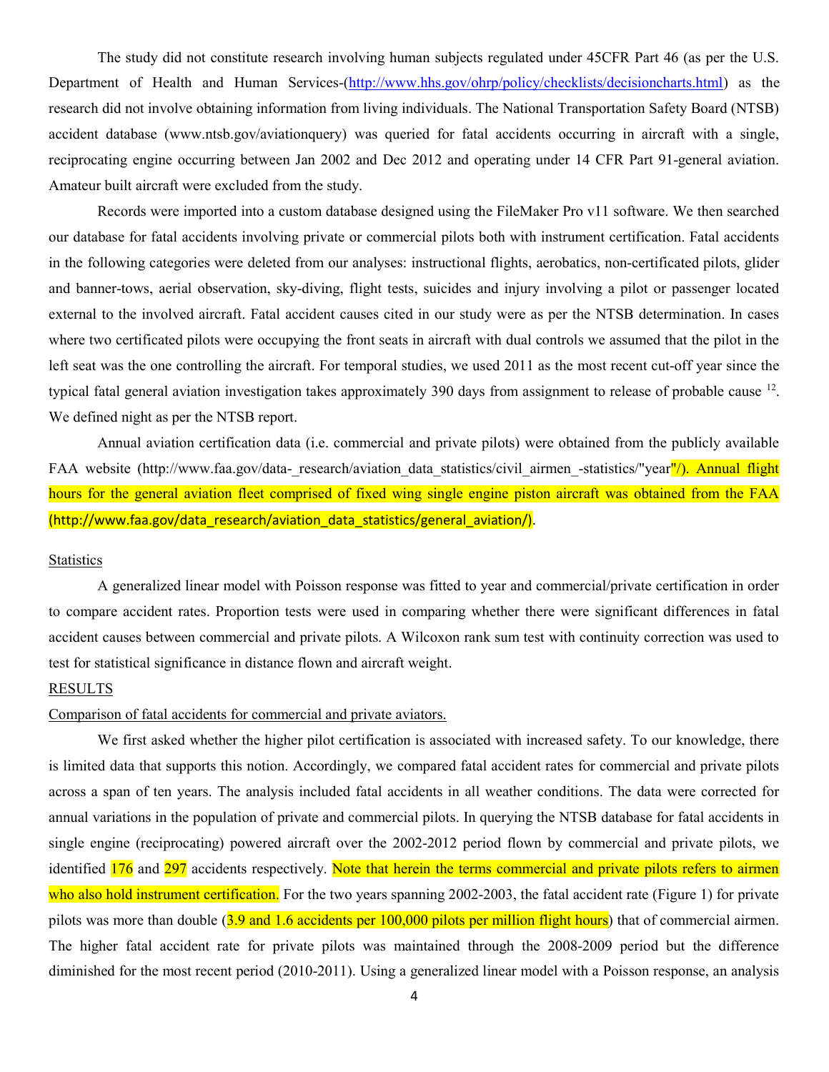The study did not constitute research involving human subjects regulated under 45CFR Part 46 (as per the U.S. Department of Health and Human Services-(http://www.hhs.gov/ohrp/policy/checklists/decisioncharts.html) as the research did not involve obtaining information from living individuals. The National Transportation Safety Board (NTSB) accident database (www.ntsb.gov/aviationquery) was queried for fatal accidents occurring in aircraft with a single, reciprocating engine occurring between Jan 2002 and Dec 2012 and operating under 14 CFR Part 91-general aviation. Amateur built aircraft were excluded from the study.

Records were imported into a custom database designed using the FileMaker Pro v11 software. We then searched our database for fatal accidents involving private or commercial pilots both with instrument certification. Fatal accidents in the following categories were deleted from our analyses: instructional flights, aerobatics, non-certificated pilots, glider and banner-tows, aerial observation, sky-diving, flight tests, suicides and injury involving a pilot or passenger located external to the involved aircraft. Fatal accident causes cited in our study were as per the NTSB determination. In cases where two certificated pilots were occupying the front seats in aircraft with dual controls we assumed that the pilot in the left seat was the one controlling the aircraft. For temporal studies, we used 2011 as the most recent cut-off year since the typical fatal general aviation investigation takes approximately 390 days from assignment to release of probable cause [12]. We defined night as per the NTSB report.

Annual aviation certification data (i.e. commercial and private pilots) were obtained from the publicly available FAA website (http://www.faa.gov/data-_research/aviation_data_statistics/civil_airmen_-statistics/"year"/). Annual flight hours for the general aviation fleet comprised of fixed wing single engine piston aircraft was obtained from the FAA (http://www.faa.gov/data_research/aviation_data_statistics/general_aviation/).

## Statistics

A generalized linear model with Poisson response was fitted to year and commercial/private certification in order to compare accident rates. Proportion tests were used in comparing whether there were significant differences in fatal accident causes between commercial and private pilots. A Wilcoxon rank sum test with continuity correction was used to test for statistical significance in distance flown and aircraft weight.

## RESULTS

### Comparison of fatal accidents for commercial and private aviators.

We first asked whether the higher pilot certification is associated with increased safety. To our knowledge, there is limited data that supports this notion. Accordingly, we compared fatal accident rates for commercial and private pilots across a span of ten years. The analysis included fatal accidents in all weather conditions. The data were corrected for annual variations in the population of private and commercial pilots. In querying the NTSB database for fatal accidents in single engine (reciprocating) powered aircraft over the 2002-2012 period flown by commercial and private pilots, we identified 176 and 297 accidents respectively. Note that herein the terms commercial and private pilots refers to airmen who also hold instrument certification. For the two years spanning 2002-2003, the fatal accident rate (Figure 1) for private pilots was more than double (3.9 and 1.6 accidents per 100,000 pilots per million flight hours) that of commercial airmen. The higher fatal accident rate for private pilots was maintained through the 2008-2009 period but the difference diminished for the most recent period (2010-2011). Using a generalized linear model with a Poisson response, an analysis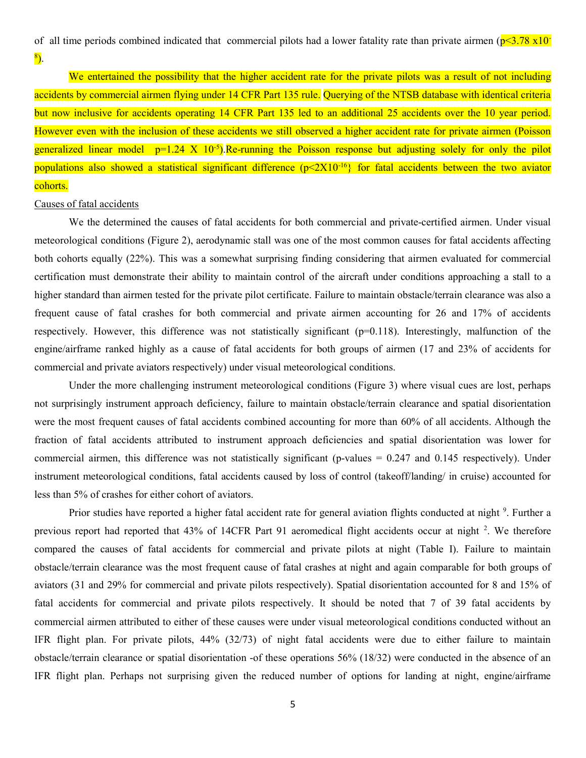of all time periods combined indicated that commercial pilots had a lower fatality rate than private airmen ($p<3.78 \times 10^{-8}$).

We entertained the possibility that the higher accident rate for the private pilots was a result of not including accidents by commercial airmen flying under 14 CFR Part 135 rule. Querying of the NTSB database with identical criteria but now inclusive for accidents operating 14 CFR Part 135 led to an additional 25 accidents over the 10 year period. However even with the inclusion of these accidents we still observed a higher accident rate for private airmen (Poisson generalized linear model $p=1.24 \times 10^{-5}$).Re-running the Poisson response but adjusting solely for only the pilot populations also showed a statistical significant difference ($p<2 \times 10^{-16}$} for fatal accidents between the two aviator cohorts.

Causes of fatal accidents

We the determined the causes of fatal accidents for both commercial and private-certified airmen. Under visual meteorological conditions (Figure 2), aerodynamic stall was one of the most common causes for fatal accidents affecting both cohorts equally (22%). This was a somewhat surprising finding considering that airmen evaluated for commercial certification must demonstrate their ability to maintain control of the aircraft under conditions approaching a stall to a higher standard than airmen tested for the private pilot certificate. Failure to maintain obstacle/terrain clearance was also a frequent cause of fatal crashes for both commercial and private airmen accounting for 26 and 17% of accidents respectively. However, this difference was not statistically significant ($p=0.118$). Interestingly, malfunction of the engine/airframe ranked highly as a cause of fatal accidents for both groups of airmen (17 and 23% of accidents for commercial and private aviators respectively) under visual meteorological conditions.

Under the more challenging instrument meteorological conditions (Figure 3) where visual cues are lost, perhaps not surprisingly instrument approach deficiency, failure to maintain obstacle/terrain clearance and spatial disorientation were the most frequent causes of fatal accidents combined accounting for more than 60% of all accidents. Although the fraction of fatal accidents attributed to instrument approach deficiencies and spatial disorientation was lower for commercial airmen, this difference was not statistically significant (p-values = 0.247 and 0.145 respectively). Under instrument meteorological conditions, fatal accidents caused by loss of control (takeoff/landing/ in cruise) accounted for less than 5% of crashes for either cohort of aviators.

Prior studies have reported a higher fatal accident rate for general aviation flights conducted at night [9]. Further a previous report had reported that 43% of 14CFR Part 91 aeromedical flight accidents occur at night [2]. We therefore compared the causes of fatal accidents for commercial and private pilots at night (Table I). Failure to maintain obstacle/terrain clearance was the most frequent cause of fatal crashes at night and again comparable for both groups of aviators (31 and 29% for commercial and private pilots respectively). Spatial disorientation accounted for 8 and 15% of fatal accidents for commercial and private pilots respectively. It should be noted that 7 of 39 fatal accidents by commercial airmen attributed to either of these causes were under visual meteorological conditions conducted without an IFR flight plan. For private pilots, 44% (32/73) of night fatal accidents were due to either failure to maintain obstacle/terrain clearance or spatial disorientation -of these operations 56% (18/32) were conducted in the absence of an IFR flight plan. Perhaps not surprising given the reduced number of options for landing at night, engine/airframe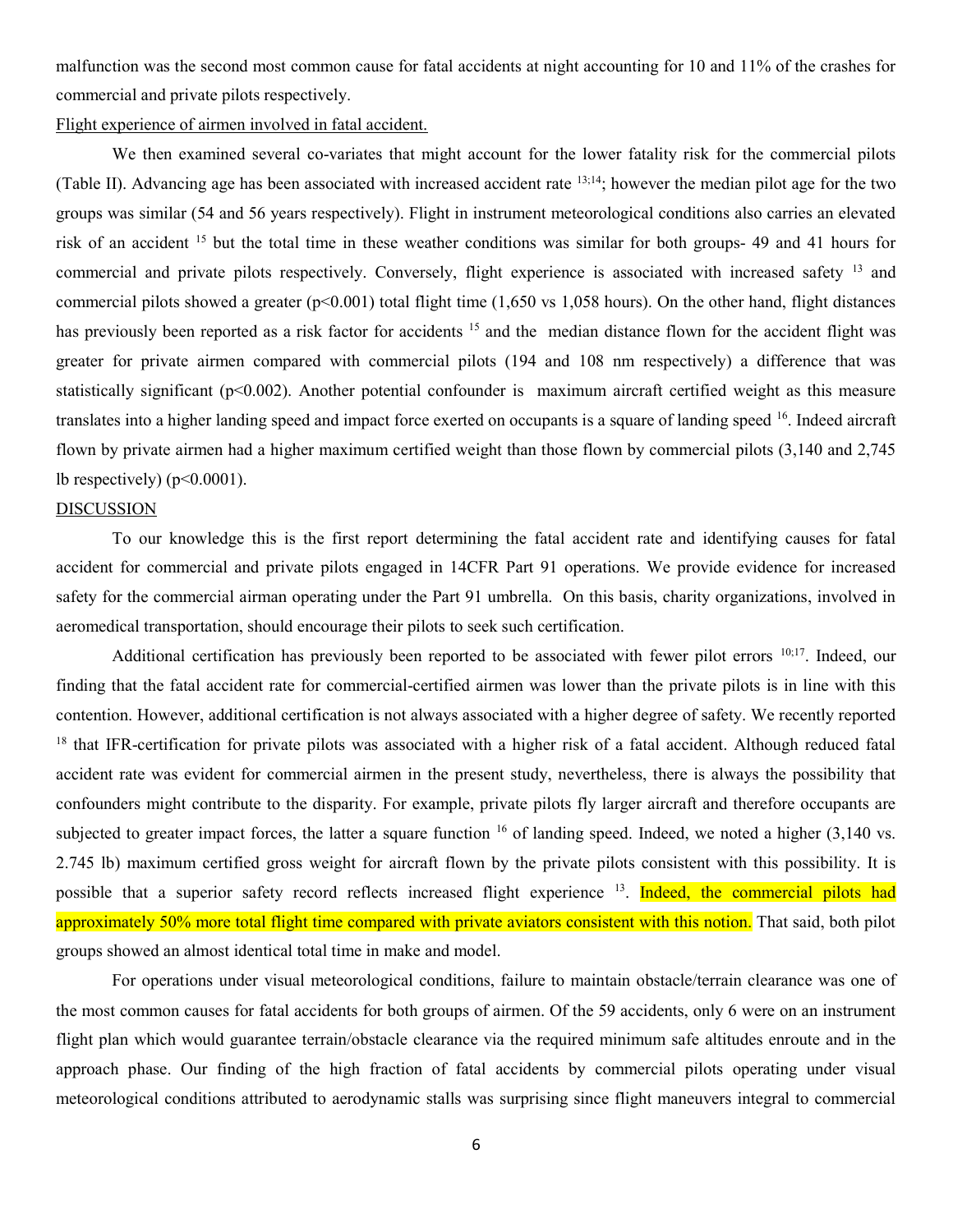malfunction was the second most common cause for fatal accidents at night accounting for 10 and 11% of the crashes for commercial and private pilots respectively.

Flight experience of airmen involved in fatal accident.

We then examined several co-variates that might account for the lower fatality risk for the commercial pilots (Table II). Advancing age has been associated with increased accident rate [13;14]; however the median pilot age for the two groups was similar (54 and 56 years respectively). Flight in instrument meteorological conditions also carries an elevated risk of an accident [15] but the total time in these weather conditions was similar for both groups- 49 and 41 hours for commercial and private pilots respectively. Conversely, flight experience is associated with increased safety [13] and commercial pilots showed a greater ($p<0.001$) total flight time (1,650 vs 1,058 hours). On the other hand, flight distances has previously been reported as a risk factor for accidents [15] and the median distance flown for the accident flight was greater for private airmen compared with commercial pilots (194 and 108 nm respectively) a difference that was statistically significant ($p<0.002$). Another potential confounder is maximum aircraft certified weight as this measure translates into a higher landing speed and impact force exerted on occupants is a square of landing speed [16]. Indeed aircraft flown by private airmen had a higher maximum certified weight than those flown by commercial pilots (3,140 and 2,745 lb respectively) ($p<0.0001$).

DISCUSSION

To our knowledge this is the first report determining the fatal accident rate and identifying causes for fatal accident for commercial and private pilots engaged in 14CFR Part 91 operations. We provide evidence for increased safety for the commercial airman operating under the Part 91 umbrella. On this basis, charity organizations, involved in aeromedical transportation, should encourage their pilots to seek such certification.

Additional certification has previously been reported to be associated with fewer pilot errors [10;17]. Indeed, our finding that the fatal accident rate for commercial-certified airmen was lower than the private pilots is in line with this contention. However, additional certification is not always associated with a higher degree of safety. We recently reported [18] that IFR-certification for private pilots was associated with a higher risk of a fatal accident. Although reduced fatal accident rate was evident for commercial airmen in the present study, nevertheless, there is always the possibility that confounders might contribute to the disparity. For example, private pilots fly larger aircraft and therefore occupants are subjected to greater impact forces, the latter a square function [16] of landing speed. Indeed, we noted a higher (3,140 vs. 2.745 lb) maximum certified gross weight for aircraft flown by the private pilots consistent with this possibility. It is possible that a superior safety record reflects increased flight experience [13]. Indeed, the commercial pilots had approximately 50% more total flight time compared with private aviators consistent with this notion. That said, both pilot groups showed an almost identical total time in make and model.

For operations under visual meteorological conditions, failure to maintain obstacle/terrain clearance was one of the most common causes for fatal accidents for both groups of airmen. Of the 59 accidents, only 6 were on an instrument flight plan which would guarantee terrain/obstacle clearance via the required minimum safe altitudes enroute and in the approach phase. Our finding of the high fraction of fatal accidents by commercial pilots operating under visual meteorological conditions attributed to aerodynamic stalls was surprising since flight maneuvers integral to commercial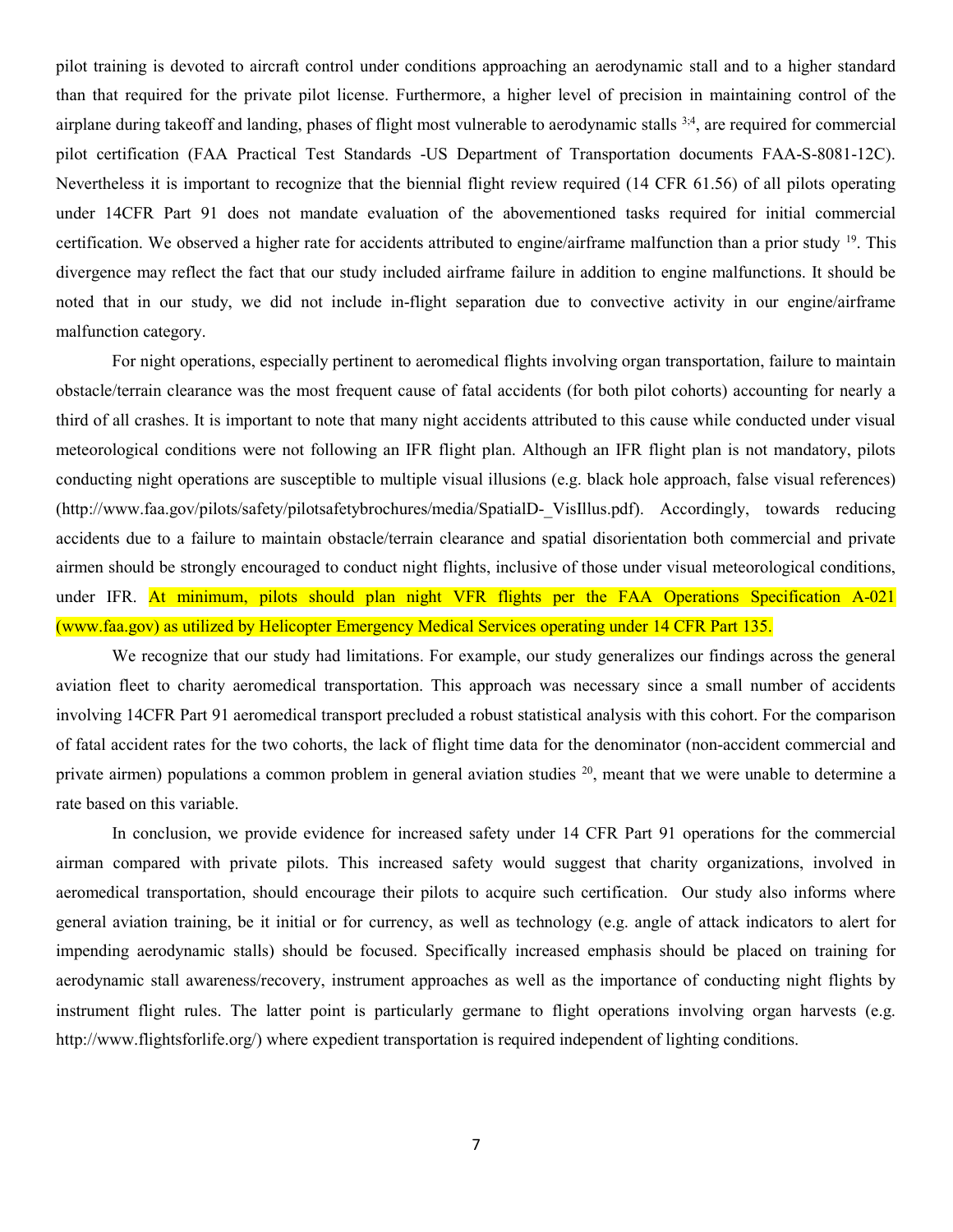pilot training is devoted to aircraft control under conditions approaching an aerodynamic stall and to a higher standard than that required for the private pilot license. Furthermore, a higher level of precision in maintaining control of the airplane during takeoff and landing, phases of flight most vulnerable to aerodynamic stalls [3;4], are required for commercial pilot certification (FAA Practical Test Standards -US Department of Transportation documents FAA-S-8081-12C). Nevertheless it is important to recognize that the biennial flight review required (14 CFR 61.56) of all pilots operating under 14CFR Part 91 does not mandate evaluation of the abovementioned tasks required for initial commercial certification. We observed a higher rate for accidents attributed to engine/airframe malfunction than a prior study [19]. This divergence may reflect the fact that our study included airframe failure in addition to engine malfunctions. It should be noted that in our study, we did not include in-flight separation due to convective activity in our engine/airframe malfunction category.

For night operations, especially pertinent to aeromedical flights involving organ transportation, failure to maintain obstacle/terrain clearance was the most frequent cause of fatal accidents (for both pilot cohorts) accounting for nearly a third of all crashes. It is important to note that many night accidents attributed to this cause while conducted under visual meteorological conditions were not following an IFR flight plan. Although an IFR flight plan is not mandatory, pilots conducting night operations are susceptible to multiple visual illusions (e.g. black hole approach, false visual references) (http://www.faa.gov/pilots/safety/pilotsafetybrochures/media/SpatialD-_VisIllus.pdf). Accordingly, towards reducing accidents due to a failure to maintain obstacle/terrain clearance and spatial disorientation both commercial and private airmen should be strongly encouraged to conduct night flights, inclusive of those under visual meteorological conditions, under IFR. At minimum, pilots should plan night VFR flights per the FAA Operations Specification A-021 (www.faa.gov) as utilized by Helicopter Emergency Medical Services operating under 14 CFR Part 135.

We recognize that our study had limitations. For example, our study generalizes our findings across the general aviation fleet to charity aeromedical transportation. This approach was necessary since a small number of accidents involving 14CFR Part 91 aeromedical transport precluded a robust statistical analysis with this cohort. For the comparison of fatal accident rates for the two cohorts, the lack of flight time data for the denominator (non-accident commercial and private airmen) populations a common problem in general aviation studies [20], meant that we were unable to determine a rate based on this variable.

In conclusion, we provide evidence for increased safety under 14 CFR Part 91 operations for the commercial airman compared with private pilots. This increased safety would suggest that charity organizations, involved in aeromedical transportation, should encourage their pilots to acquire such certification. Our study also informs where general aviation training, be it initial or for currency, as well as technology (e.g. angle of attack indicators to alert for impending aerodynamic stalls) should be focused. Specifically increased emphasis should be placed on training for aerodynamic stall awareness/recovery, instrument approaches as well as the importance of conducting night flights by instrument flight rules. The latter point is particularly germane to flight operations involving organ harvests (e.g. http://www.flightsforlife.org/) where expedient transportation is required independent of lighting conditions.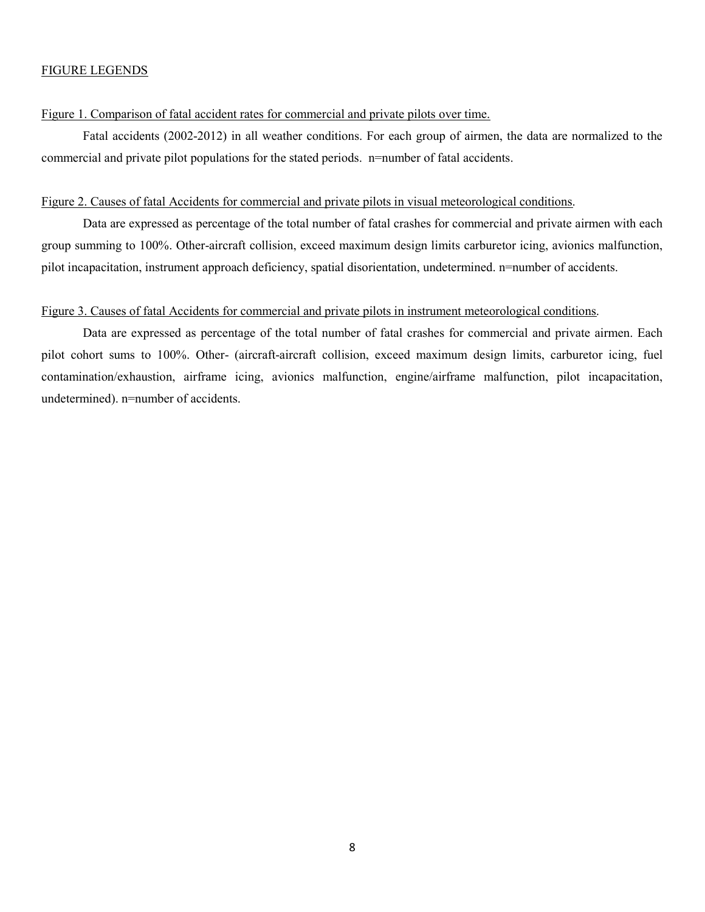FIGURE LEGENDS

Figure 1. Comparison of fatal accident rates for commercial and private pilots over time.

Fatal accidents (2002-2012) in all weather conditions. For each group of airmen, the data are normalized to the commercial and private pilot populations for the stated periods. n=number of fatal accidents.

Figure 2. Causes of fatal Accidents for commercial and private pilots in visual meteorological conditions.

Data are expressed as percentage of the total number of fatal crashes for commercial and private airmen with each group summing to 100%. Other-aircraft collision, exceed maximum design limits carburetor icing, avionics malfunction, pilot incapacitation, instrument approach deficiency, spatial disorientation, undetermined. n=number of accidents.

Figure 3. Causes of fatal Accidents for commercial and private pilots in instrument meteorological conditions.

Data are expressed as percentage of the total number of fatal crashes for commercial and private airmen. Each pilot cohort sums to 100%. Other- (aircraft-aircraft collision, exceed maximum design limits, carburetor icing, fuel contamination/exhaustion, airframe icing, avionics malfunction, engine/airframe malfunction, pilot incapacitation, undetermined). n=number of accidents.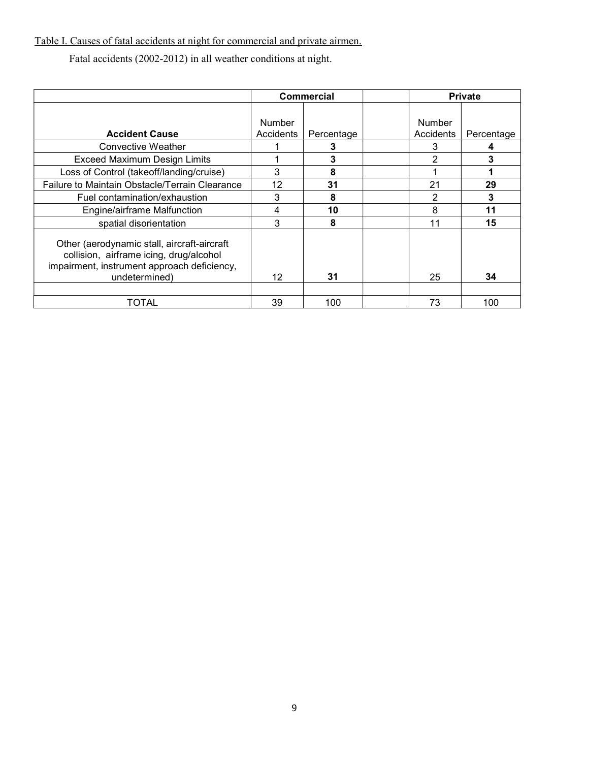Table I. Causes of fatal accidents at night for commercial and private airmen.

Fatal accidents (2002-2012) in all weather conditions at night.

| | Commercial | | | Private | |
|---|---|---|---|---|---|
| **Accident Cause** | Number Accidents | Percentage | | Number Accidents | Percentage |
| Convective Weather | 1 | **3** | | 3 | **4** |
| Exceed Maximum Design Limits | 1 | **3** | | 2 | **3** |
| Loss of Control (takeoff/landing/cruise) | 3 | **8** | | 1 | **1** |
| Failure to Maintain Obstacle/Terrain Clearance | 12 | **31** | | 21 | **29** |
| Fuel contamination/exhaustion | 3 | **8** | | 2 | **3** |
| Engine/airframe Malfunction | 4 | **10** | | 8 | **11** |
| spatial disorientation | 3 | **8** | | 11 | **15** |
| Other (aerodynamic stall, aircraft-aircraft collision, airframe icing, drug/alcohol impairment, instrument approach deficiency, undetermined) | 12 | **31** | | 25 | **34** |
| | | | | | |
| TOTAL | 39 | 100 | | 73 | 100 |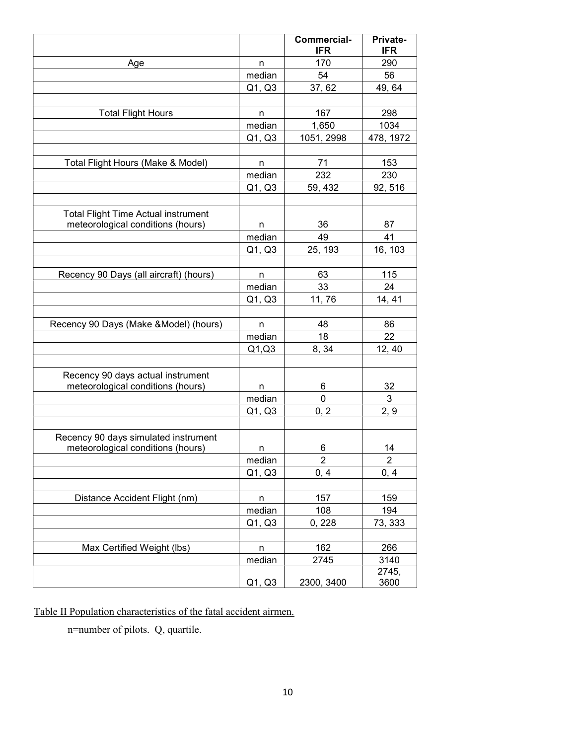| | | Commercial-IFR | Private-IFR |
|---|---|---|---|
| Age | n | 170 | 290 |
| | median | 54 | 56 |
| | Q1, Q3 | 37, 62 | 49, 64 |
| | | | |
| Total Flight Hours | n | 167 | 298 |
| | median | 1,650 | 1034 |
| | Q1, Q3 | 1051, 2998 | 478, 1972 |
| | | | |
| Total Flight Hours (Make & Model) | n | 71 | 153 |
| | median | 232 | 230 |
| | Q1, Q3 | 59, 432 | 92, 516 |
| | | | |
| Total Flight Time Actual instrument meteorological conditions (hours) | n | 36 | 87 |
| | median | 49 | 41 |
| | Q1, Q3 | 25, 193 | 16, 103 |
| | | | |
| Recency 90 Days (all aircraft) (hours) | n | 63 | 115 |
| | median | 33 | 24 |
| | Q1, Q3 | 11, 76 | 14, 41 |
| | | | |
| Recency 90 Days (Make &Model) (hours) | n | 48 | 86 |
| | median | 18 | 22 |
| | Q1,Q3 | 8, 34 | 12, 40 |
| | | | |
| Recency 90 days actual instrument meteorological conditions (hours) | n | 6 | 32 |
| | median | 0 | 3 |
| | Q1, Q3 | 0, 2 | 2, 9 |
| | | | |
| Recency 90 days simulated instrument meteorological conditions (hours) | n | 6 | 14 |
| | median | 2 | 2 |
| | Q1, Q3 | 0, 4 | 0, 4 |
| | | | |
| Distance Accident Flight (nm) | n | 157 | 159 |
| | median | 108 | 194 |
| | Q1, Q3 | 0, 228 | 73, 333 |
| | | | |
| Max Certified Weight (lbs) | n | 162 | 266 |
| | median | 2745 | 3140 |
| | Q1, Q3 | 2300, 3400 | 2745, 3600 |

Table II Population characteristics of the fatal accident airmen.

n=number of pilots. Q, quartile.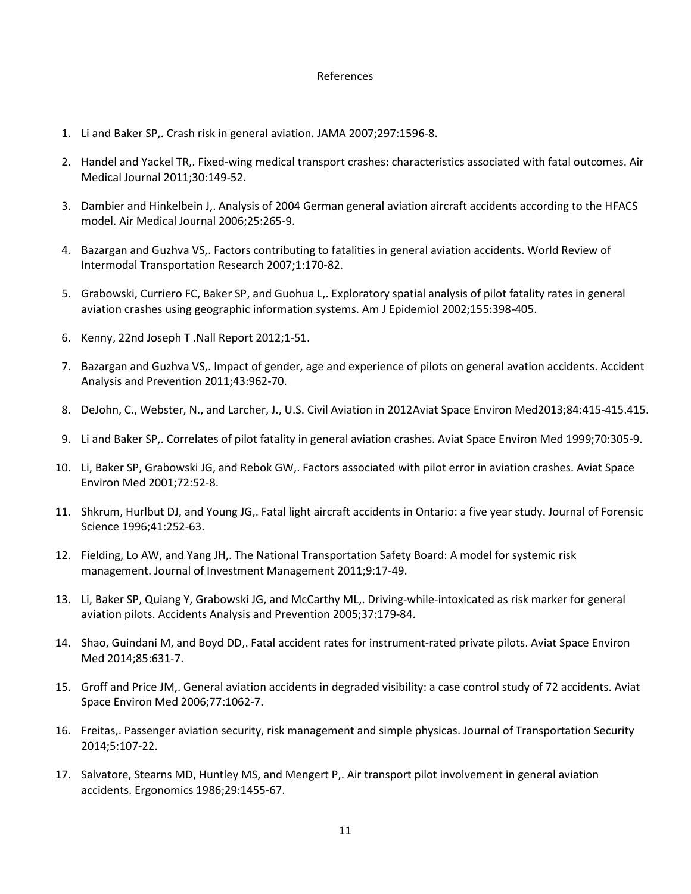# References

1. Li and Baker SP,. Crash risk in general aviation. JAMA 2007;297:1596-8.
2. Handel and Yackel TR,. Fixed-wing medical transport crashes: characteristics associated with fatal outcomes. Air Medical Journal 2011;30:149-52.
3. Dambier and Hinkelbein J,. Analysis of 2004 German general aviation aircraft accidents according to the HFACS model. Air Medical Journal 2006;25:265-9.
4. Bazargan and Guzhva VS,. Factors contributing to fatalities in general aviation accidents. World Review of Intermodal Transportation Research 2007;1:170-82.
5. Grabowski, Curriero FC, Baker SP, and Guohua L,. Exploratory spatial analysis of pilot fatality rates in general aviation crashes using geographic information systems. Am J Epidemiol 2002;155:398-405.
6. Kenny, 22nd Joseph T .Nall Report 2012;1-51.
7. Bazargan and Guzhva VS,. Impact of gender, age and experience of pilots on general avation accidents. Accident Analysis and Prevention 2011;43:962-70.
8. DeJohn, C., Webster, N., and Larcher, J., U.S. Civil Aviation in 2012Aviat Space Environ Med2013;84:415-415.415.
9. Li and Baker SP,. Correlates of pilot fatality in general aviation crashes. Aviat Space Environ Med 1999;70:305-9.
10. Li, Baker SP, Grabowski JG, and Rebok GW,. Factors associated with pilot error in aviation crashes. Aviat Space Environ Med 2001;72:52-8.
11. Shkrum, Hurlbut DJ, and Young JG,. Fatal light aircraft accidents in Ontario: a five year study. Journal of Forensic Science 1996;41:252-63.
12. Fielding, Lo AW, and Yang JH,. The National Transportation Safety Board: A model for systemic risk management. Journal of Investment Management 2011;9:17-49.
13. Li, Baker SP, Quiang Y, Grabowski JG, and McCarthy ML,. Driving-while-intoxicated as risk marker for general aviation pilots. Accidents Analysis and Prevention 2005;37:179-84.
14. Shao, Guindani M, and Boyd DD,. Fatal accident rates for instrument-rated private pilots. Aviat Space Environ Med 2014;85:631-7.
15. Groff and Price JM,. General aviation accidents in degraded visibility: a case control study of 72 accidents. Aviat Space Environ Med 2006;77:1062-7.
16. Freitas,. Passenger aviation security, risk management and simple physicas. Journal of Transportation Security 2014;5:107-22.
17. Salvatore, Stearns MD, Huntley MS, and Mengert P,. Air transport pilot involvement in general aviation accidents. Ergonomics 1986;29:1455-67.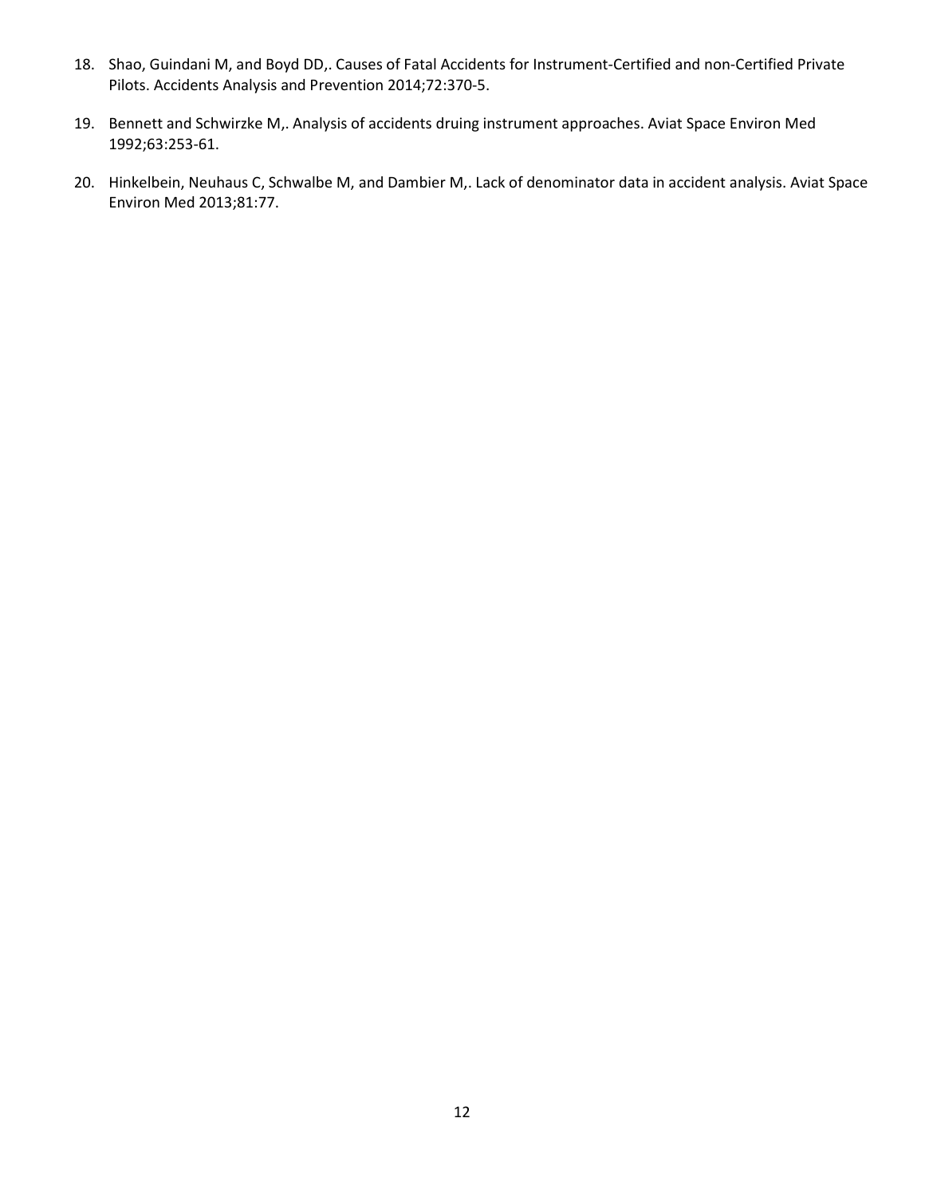18. Shao, Guindani M, and Boyd DD,. Causes of Fatal Accidents for Instrument-Certified and non-Certified Private Pilots. Accidents Analysis and Prevention 2014;72:370-5.

19. Bennett and Schwirzke M,. Analysis of accidents druing instrument approaches. Aviat Space Environ Med 1992;63:253-61.

20. Hinkelbein, Neuhaus C, Schwalbe M, and Dambier M,. Lack of denominator data in accident analysis. Aviat Space Environ Med 2013;81:77.